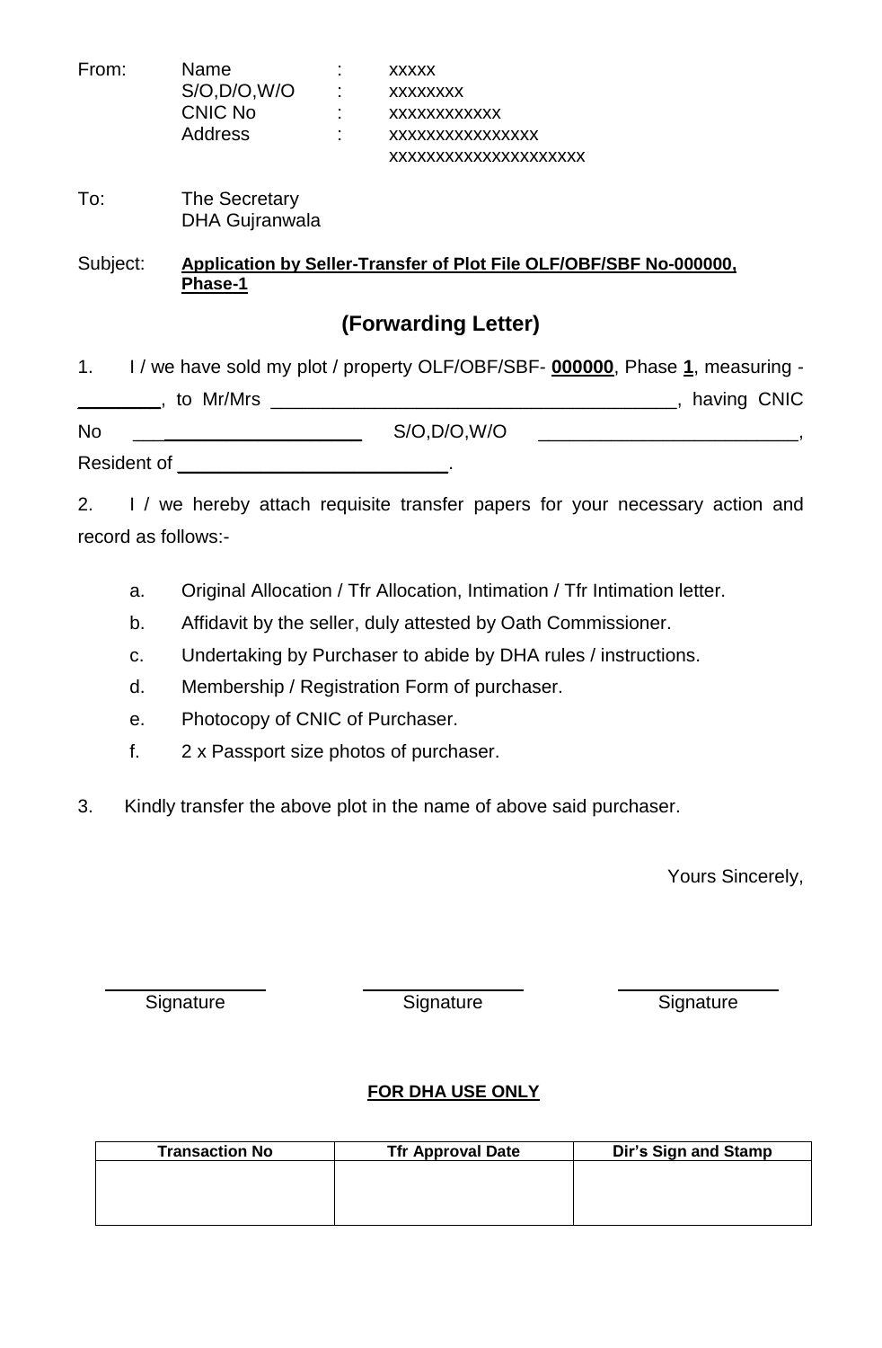From: Name : xxxxx
S/O,D/O,W/O : xxxxxxxx
CNIC No : xxxxxxxxxxxx
Address : xxxxxxxxxxxxxxxx
xxxxxxxxxxxxxxxxxxxxx

To: The Secretary
DHA Gujranwala

Subject: **Application by Seller-Transfer of Plot File OLF/OBF/SBF No-000000, Phase-1**

## (Forwarding Letter)

1. I / we have sold my plot / property OLF/OBF/SBF- **000000**, Phase **1**, measuring - ________, to Mr/Mrs ________________________________________, having CNIC No ________________________ S/O,D/O,W/O _________________________, Resident of ____________________________.

2. I / we hereby attach requisite transfer papers for your necessary action and record as follows:-

   a. Original Allocation / Tfr Allocation, Intimation / Tfr Intimation letter.
   b. Affidavit by the seller, duly attested by Oath Commissioner.
   c. Undertaking by Purchaser to abide by DHA rules / instructions.
   d. Membership / Registration Form of purchaser.
   e. Photocopy of CNIC of Purchaser.
   f. 2 x Passport size photos of purchaser.

3. Kindly transfer the above plot in the name of above said purchaser.

Yours Sincerely,

________________ ________________ ________________
Signature Signature Signature

**FOR DHA USE ONLY**

| Transaction No | Tfr Approval Date | Dir's Sign and Stamp |
| --- | --- | --- |
| | | |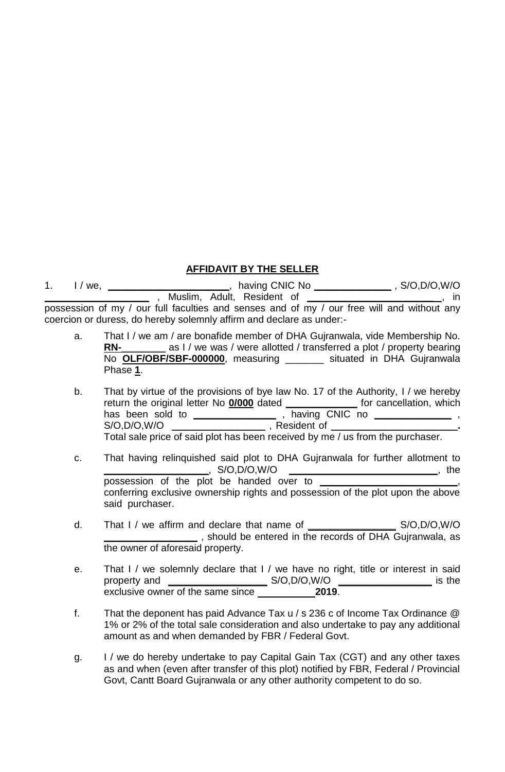**AFFIDAVIT BY THE SELLER**

1. I / we, ______________________, having CNIC No ______________ , S/O,D/O,W/O ___________________ , Muslim, Adult, Resident of ________________________, in possession of my / our full faculties and senses and of my / our free will and without any coercion or duress, do hereby solemnly affirm and declare as under:-

   a. That I / we am / are bonafide member of DHA Gujranwala, vide Membership No. **RN-**________ as I / we was / were allotted / transferred a plot / property bearing No **OLF/OBF/SBF-000000**, measuring _______ situated in DHA Gujranwala Phase **1**.

   b. That by virtue of the provisions of bye law No. 17 of the Authority, I / we hereby return the original letter No **0/000** dated _____________ for cancellation, which has been sold to _______________ , having CNIC no ______________ , S/O,D/O,W/O ________________ , Resident of ______________________. Total sale price of said plot has been received by me / us from the purchaser.

   c. That having relinquished said plot to DHA Gujranwala for further allotment to __________________, S/O,D/O,W/O ___________________________, the possession of the plot be handed over to _________________________, conferring exclusive ownership rights and possession of the plot upon the above said purchaser.

   d. That I / we affirm and declare that name of ________________ S/O,D/O,W/O _________________ , should be entered in the records of DHA Gujranwala, as the owner of aforesaid property.

   e. That I / we solemnly declare that I / we have no right, title or interest in said property and __________________ S/O,D/O,W/O _________________ is the exclusive owner of the same since __________**2019**.

   f. That the deponent has paid Advance Tax u / s 236 c of Income Tax Ordinance @ 1% or 2% of the total sale consideration and also undertake to pay any additional amount as and when demanded by FBR / Federal Govt.

   g. I / we do hereby undertake to pay Capital Gain Tax (CGT) and any other taxes as and when (even after transfer of this plot) notified by FBR, Federal / Provincial Govt, Cantt Board Gujranwala or any other authority competent to do so.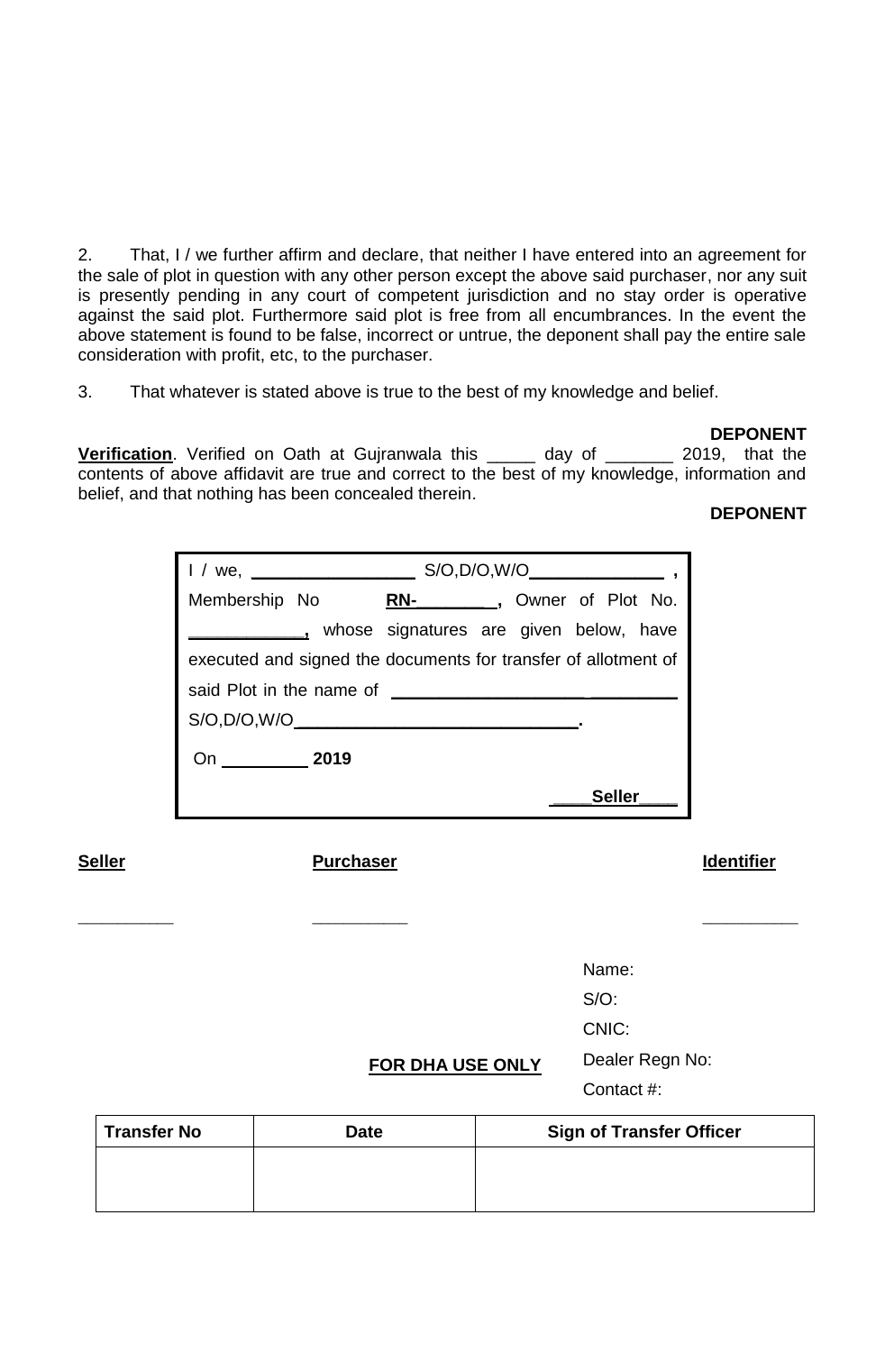2. That, I / we further affirm and declare, that neither I have entered into an agreement for the sale of plot in question with any other person except the above said purchaser, nor any suit is presently pending in any court of competent jurisdiction and no stay order is operative against the said plot. Furthermore said plot is free from all encumbrances. In the event the above statement is found to be false, incorrect or untrue, the deponent shall pay the entire sale consideration with profit, etc, to the purchaser.

3. That whatever is stated above is true to the best of my knowledge and belief.

**DEPONENT**

**Verification**. Verified on Oath at Gujranwala this _____ day of _______ 2019, that the contents of above affidavit are true and correct to the best of my knowledge, information and belief, and that nothing has been concealed therein.

**DEPONENT**

I / we, _________________ S/O,D/O,W/O______________ , Membership No **RN-________,** Owner of Plot No. ____________, whose signatures are given below, have executed and signed the documents for transfer of allotment of said Plot in the name of ______________________________ S/O,D/O,W/O______________________________.

On _________ **2019**

**____Seller____**

| **Seller** | **Purchaser** | **Identifier** |
|---|---|---|
| __________ | __________ | __________ |

Name:

S/O:

CNIC:

Dealer Regn No:

Contact #:

**FOR DHA USE ONLY**

| Transfer No | Date | Sign of Transfer Officer |
|---|---|---|
| | | |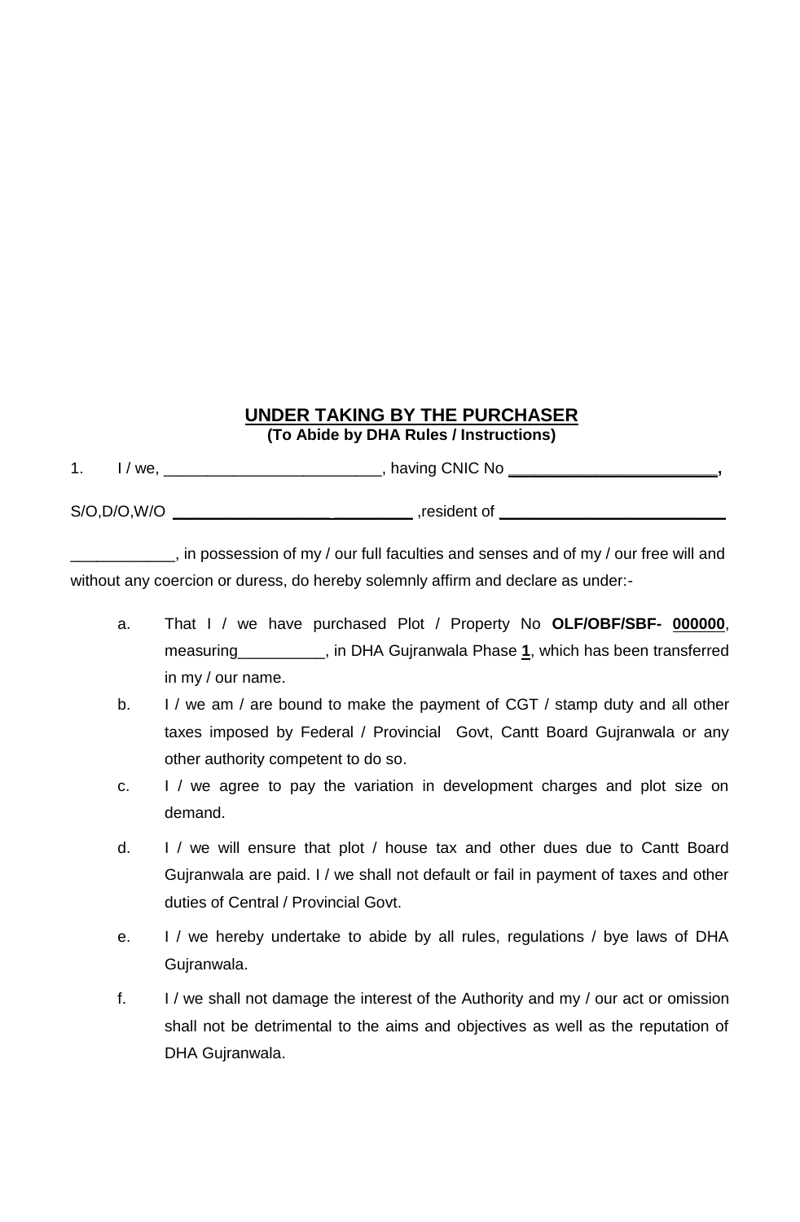## UNDER TAKING BY THE PURCHASER

**(To Abide by DHA Rules / Instructions)**

1. I / we, ________________________, having CNIC No **________________________,**

S/O,D/O,W/O ____________________________ ,resident of ____________________________

____________, in possession of my / our full faculties and senses and of my / our free will and without any coercion or duress, do hereby solemnly affirm and declare as under:-

a. That I / we have purchased Plot / Property No **OLF/OBF/SBF- 000000**, measuring__________, in DHA Gujranwala Phase **1**, which has been transferred in my / our name.

b. I / we am / are bound to make the payment of CGT / stamp duty and all other taxes imposed by Federal / Provincial Govt, Cantt Board Gujranwala or any other authority competent to do so.

c. I / we agree to pay the variation in development charges and plot size on demand.

d. I / we will ensure that plot / house tax and other dues due to Cantt Board Gujranwala are paid. I / we shall not default or fail in payment of taxes and other duties of Central / Provincial Govt.

e. I / we hereby undertake to abide by all rules, regulations / bye laws of DHA Gujranwala.

f. I / we shall not damage the interest of the Authority and my / our act or omission shall not be detrimental to the aims and objectives as well as the reputation of DHA Gujranwala.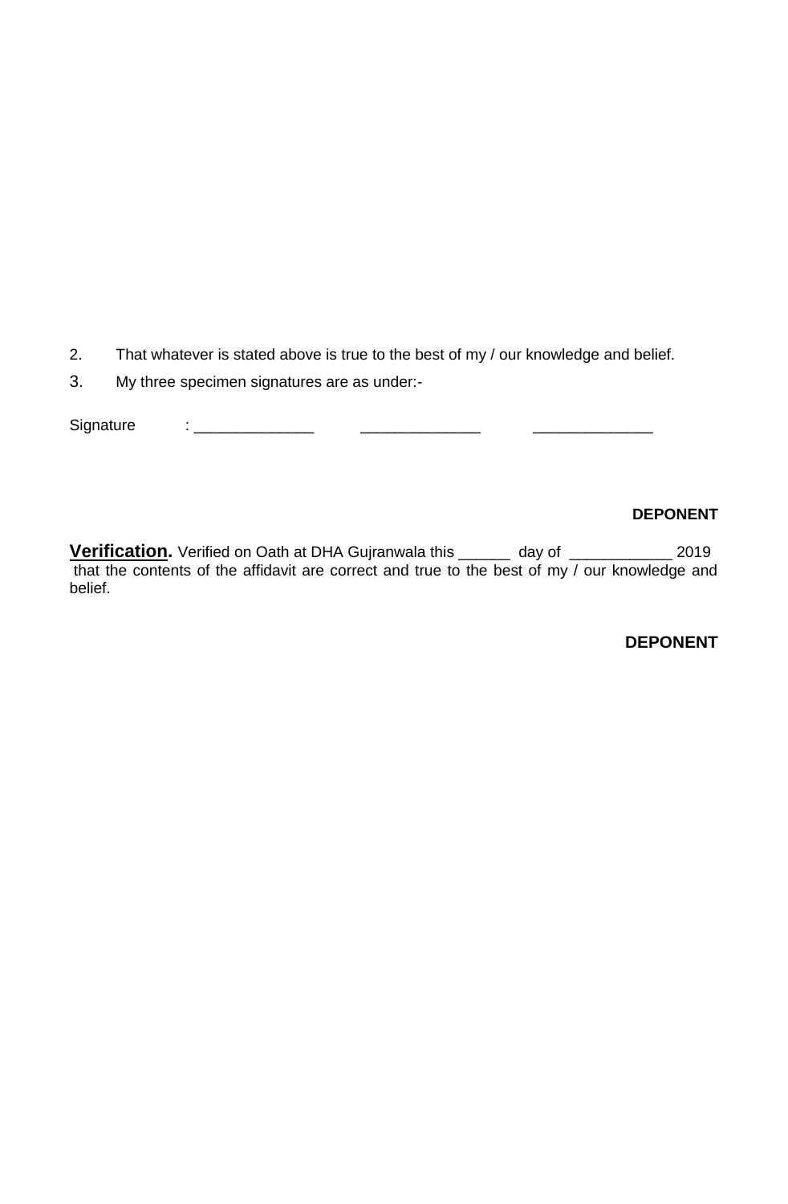2. That whatever is stated above is true to the best of my / our knowledge and belief.

3. My three specimen signatures are as under:-

Signature : ______________ ______________ ______________

**DEPONENT**

**Verification.** Verified on Oath at DHA Gujranwala this ______ day of ____________ 2019 that the contents of the affidavit are correct and true to the best of my / our knowledge and belief.

**DEPONENT**